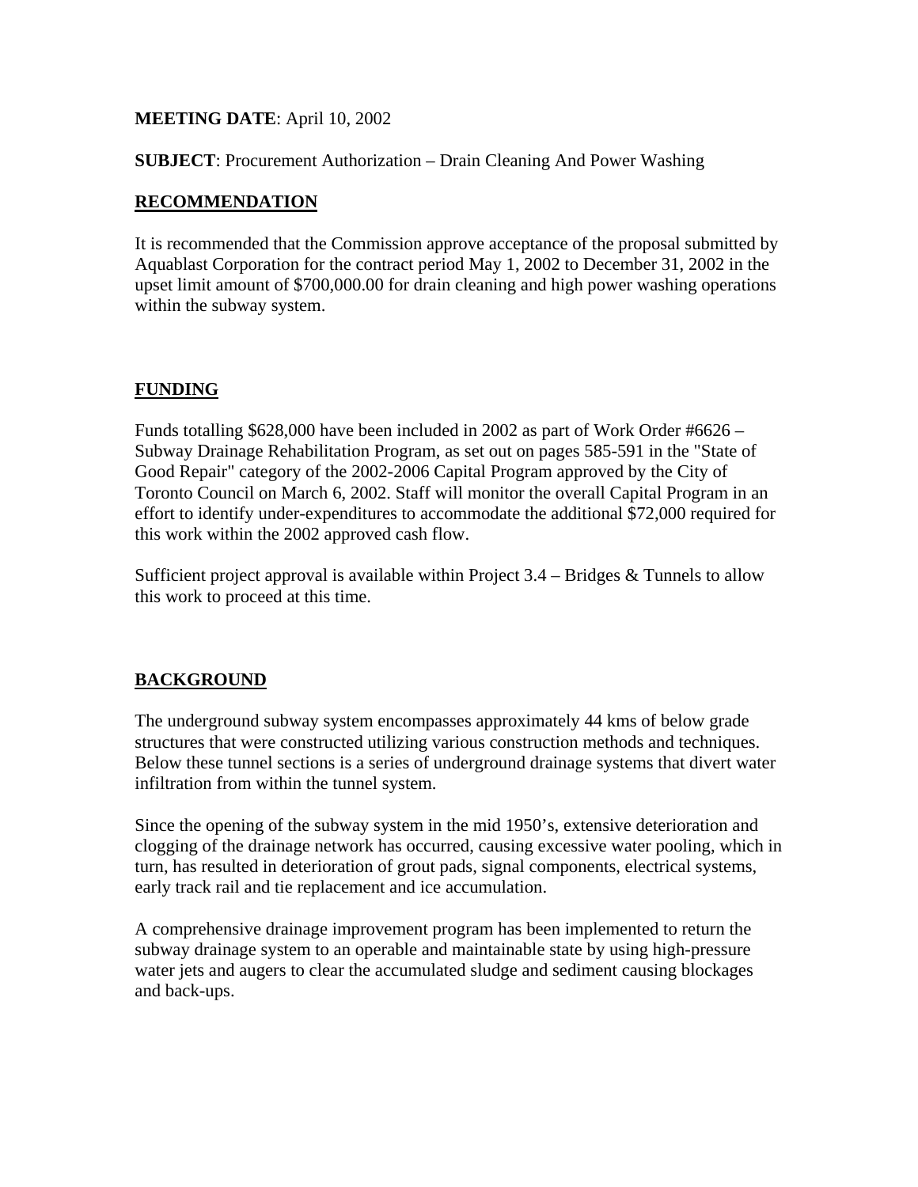**MEETING DATE**: April 10, 2002

**SUBJECT**: Procurement Authorization – Drain Cleaning And Power Washing

## RECOMMENDATION

It is recommended that the Commission approve acceptance of the proposal submitted by Aquablast Corporation for the contract period May 1, 2002 to December 31, 2002 in the upset limit amount of $700,000.00 for drain cleaning and high power washing operations within the subway system.

## FUNDING

Funds totalling $628,000 have been included in 2002 as part of Work Order #6626 – Subway Drainage Rehabilitation Program, as set out on pages 585-591 in the "State of Good Repair" category of the 2002-2006 Capital Program approved by the City of Toronto Council on March 6, 2002. Staff will monitor the overall Capital Program in an effort to identify under-expenditures to accommodate the additional $72,000 required for this work within the 2002 approved cash flow.

Sufficient project approval is available within Project 3.4 – Bridges & Tunnels to allow this work to proceed at this time.

## BACKGROUND

The underground subway system encompasses approximately 44 kms of below grade structures that were constructed utilizing various construction methods and techniques. Below these tunnel sections is a series of underground drainage systems that divert water infiltration from within the tunnel system.

Since the opening of the subway system in the mid 1950's, extensive deterioration and clogging of the drainage network has occurred, causing excessive water pooling, which in turn, has resulted in deterioration of grout pads, signal components, electrical systems, early track rail and tie replacement and ice accumulation.

A comprehensive drainage improvement program has been implemented to return the subway drainage system to an operable and maintainable state by using high-pressure water jets and augers to clear the accumulated sludge and sediment causing blockages and back-ups.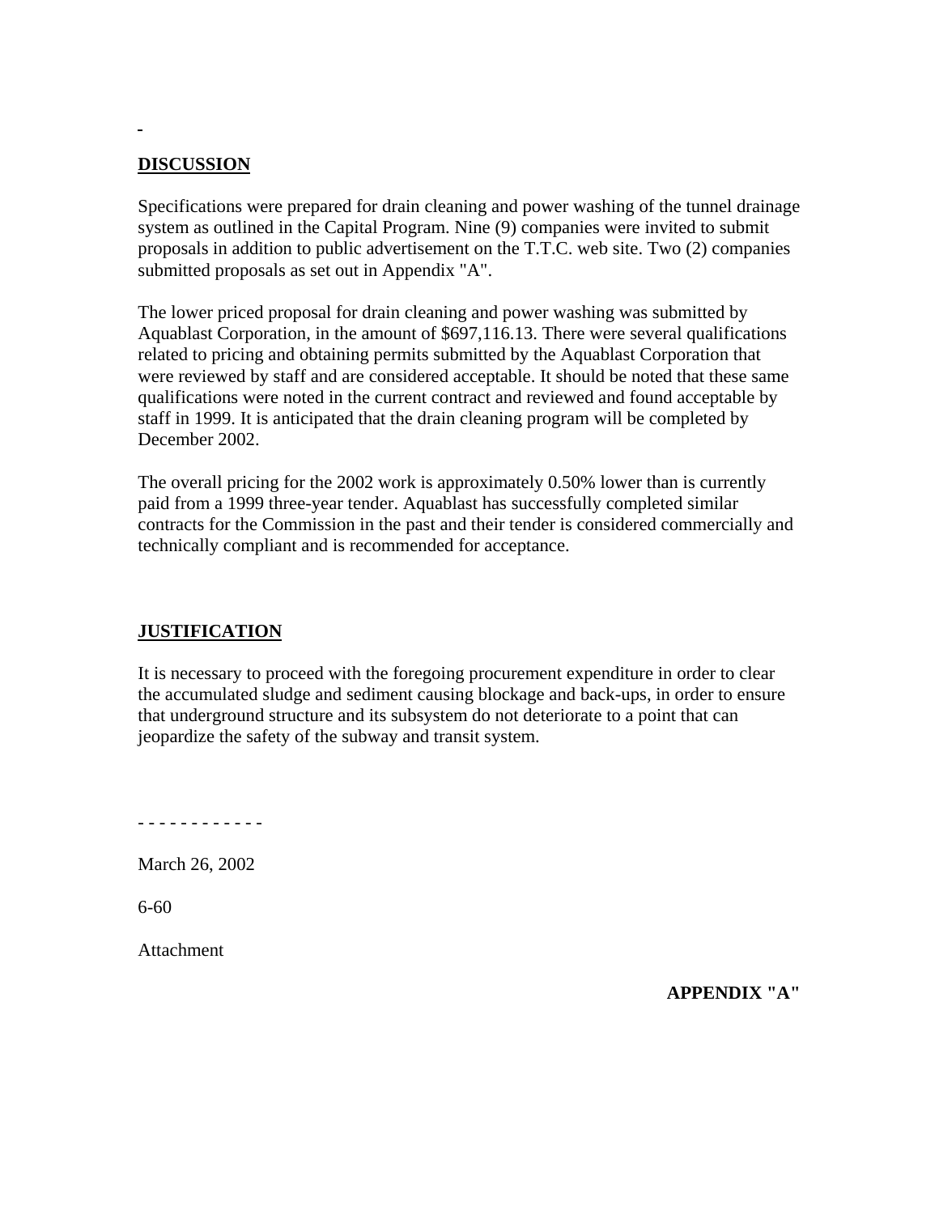## DISCUSSION

Specifications were prepared for drain cleaning and power washing of the tunnel drainage system as outlined in the Capital Program. Nine (9) companies were invited to submit proposals in addition to public advertisement on the T.T.C. web site. Two (2) companies submitted proposals as set out in Appendix "A".

The lower priced proposal for drain cleaning and power washing was submitted by Aquablast Corporation, in the amount of $697,116.13. There were several qualifications related to pricing and obtaining permits submitted by the Aquablast Corporation that were reviewed by staff and are considered acceptable. It should be noted that these same qualifications were noted in the current contract and reviewed and found acceptable by staff in 1999. It is anticipated that the drain cleaning program will be completed by December 2002.

The overall pricing for the 2002 work is approximately 0.50% lower than is currently paid from a 1999 three-year tender. Aquablast has successfully completed similar contracts for the Commission in the past and their tender is considered commercially and technically compliant and is recommended for acceptance.

## JUSTIFICATION

It is necessary to proceed with the foregoing procurement expenditure in order to clear the accumulated sludge and sediment causing blockage and back-ups, in order to ensure that underground structure and its subsystem do not deteriorate to a point that can jeopardize the safety of the subway and transit system.

- - - - - - - - - - - -

March 26, 2002

6-60

Attachment

**APPENDIX "A"**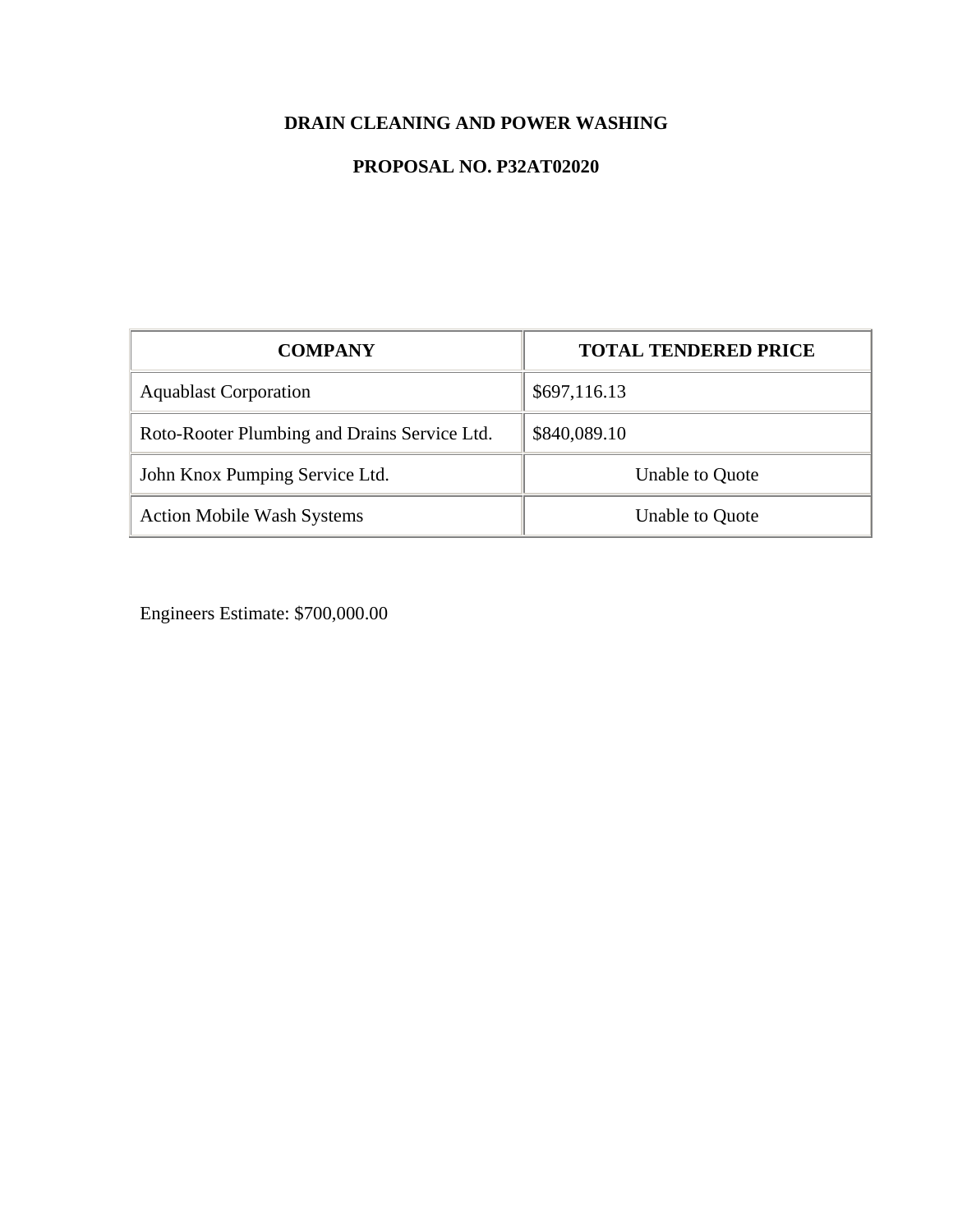# DRAIN CLEANING AND POWER WASHING

## PROPOSAL NO. P32AT02020

| COMPANY | TOTAL TENDERED PRICE |
| --- | --- |
| Aquablast Corporation | $697,116.13 |
| Roto-Rooter Plumbing and Drains Service Ltd. | $840,089.10 |
| John Knox Pumping Service Ltd. | Unable to Quote |
| Action Mobile Wash Systems | Unable to Quote |

Engineers Estimate: $700,000.00